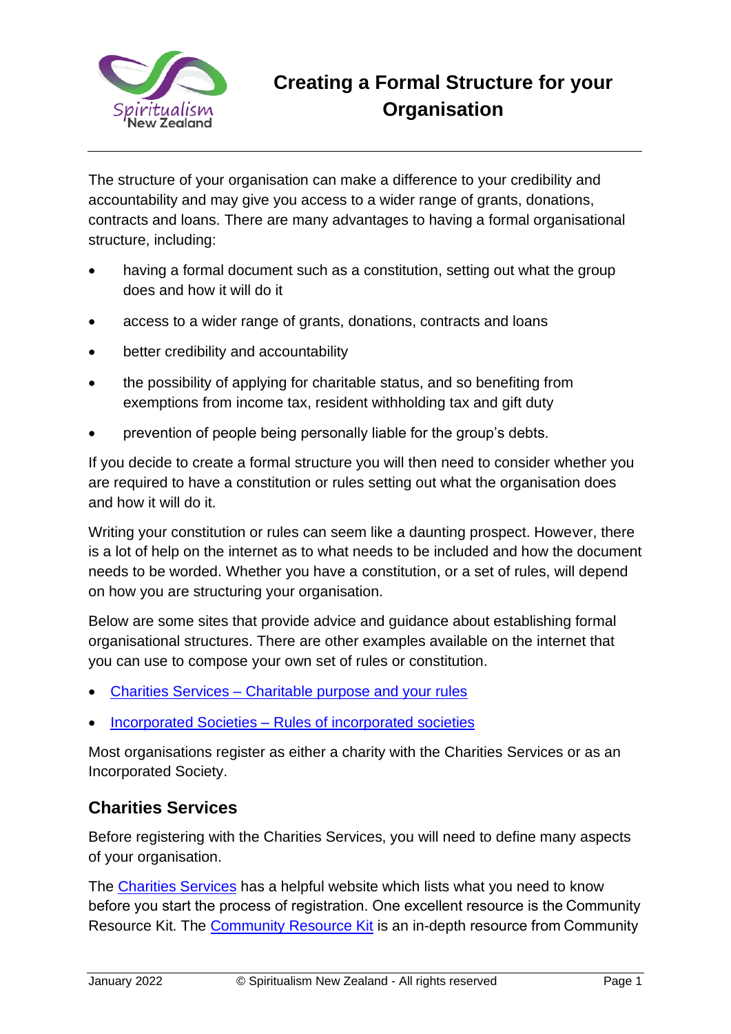# Creating a Formal Structure for your Organisation

The structure of your organisation can make a difference to your credibility and accountability and may give you access to a wider range of grants, donations, contracts and loans. There are many advantages to having a formal organisational structure, including:

- having a formal document such as a constitution, setting out what the group does and how it will do it
- access to a wider range of grants, donations, contracts and loans
- better credibility and accountability
- the possibility of applying for charitable status, and so benefiting from exemptions from income tax, resident withholding tax and gift duty
- prevention of people being personally liable for the group's debts.

If you decide to create a formal structure you will then need to consider whether you are required to have a constitution or rules setting out what the organisation does and how it will do it.

Writing your constitution or rules can seem like a daunting prospect. However, there is a lot of help on the internet as to what needs to be included and how the document needs to be worded. Whether you have a constitution, or a set of rules, will depend on how you are structuring your organisation.

Below are some sites that provide advice and guidance about establishing formal organisational structures. There are other examples available on the internet that you can use to compose your own set of rules or constitution.

- Charities Services – Charitable purpose and your rules
- Incorporated Societies – Rules of incorporated societies

Most organisations register as either a charity with the Charities Services or as an Incorporated Society.

## Charities Services

Before registering with the Charities Services, you will need to define many aspects of your organisation.

The Charities Services has a helpful website which lists what you need to know before you start the process of registration. One excellent resource is the Community Resource Kit. The Community Resource Kit is an in-depth resource from Community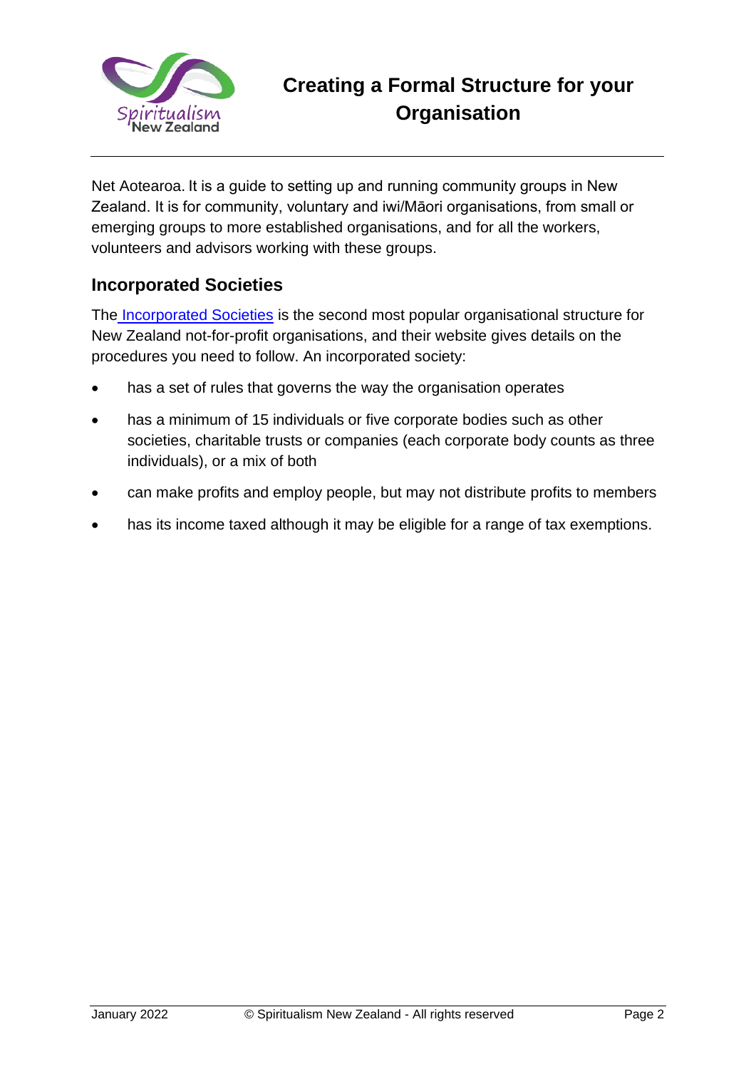Net Aotearoa. It is a guide to setting up and running community groups in New Zealand. It is for community, voluntary and iwi/Māori organisations, from small or emerging groups to more established organisations, and for all the workers, volunteers and advisors working with these groups.

## Incorporated Societies

The Incorporated Societies is the second most popular organisational structure for New Zealand not-for-profit organisations, and their website gives details on the procedures you need to follow. An incorporated society:

- has a set of rules that governs the way the organisation operates
- has a minimum of 15 individuals or five corporate bodies such as other societies, charitable trusts or companies (each corporate body counts as three individuals), or a mix of both
- can make profits and employ people, but may not distribute profits to members
- has its income taxed although it may be eligible for a range of tax exemptions.